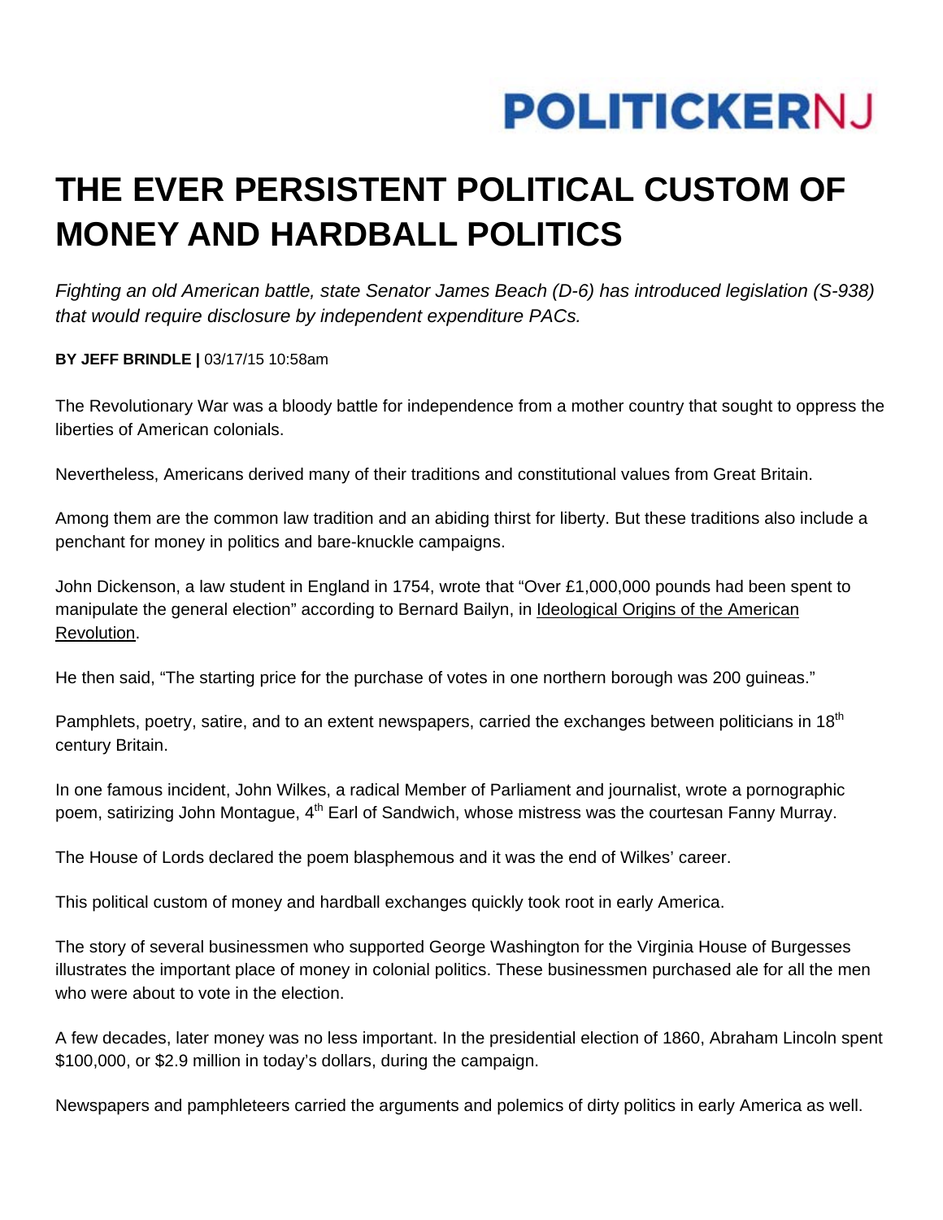POLITICKERNJ

# THE EVER PERSISTENT POLITICAL CUSTOM OF MONEY AND HARDBALL POLITICS

*Fighting an old American battle, state Senator James Beach (D-6) has introduced legislation (S-938) that would require disclosure by independent expenditure PACs.*

**BY JEFF BRINDLE |** 03/17/15 10:58am

The Revolutionary War was a bloody battle for independence from a mother country that sought to oppress the liberties of American colonials.

Nevertheless, Americans derived many of their traditions and constitutional values from Great Britain.

Among them are the common law tradition and an abiding thirst for liberty. But these traditions also include a penchant for money in politics and bare-knuckle campaigns.

John Dickenson, a law student in England in 1754, wrote that "Over £1,000,000 pounds had been spent to manipulate the general election" according to Bernard Bailyn, in Ideological Origins of the American Revolution.

He then said, "The starting price for the purchase of votes in one northern borough was 200 guineas."

Pamphlets, poetry, satire, and to an extent newspapers, carried the exchanges between politicians in 18th century Britain.

In one famous incident, John Wilkes, a radical Member of Parliament and journalist, wrote a pornographic poem, satirizing John Montague, 4th Earl of Sandwich, whose mistress was the courtesan Fanny Murray.

The House of Lords declared the poem blasphemous and it was the end of Wilkes' career.

This political custom of money and hardball exchanges quickly took root in early America.

The story of several businessmen who supported George Washington for the Virginia House of Burgesses illustrates the important place of money in colonial politics. These businessmen purchased ale for all the men who were about to vote in the election.

A few decades, later money was no less important. In the presidential election of 1860, Abraham Lincoln spent $100,000, or $2.9 million in today's dollars, during the campaign.

Newspapers and pamphleteers carried the arguments and polemics of dirty politics in early America as well.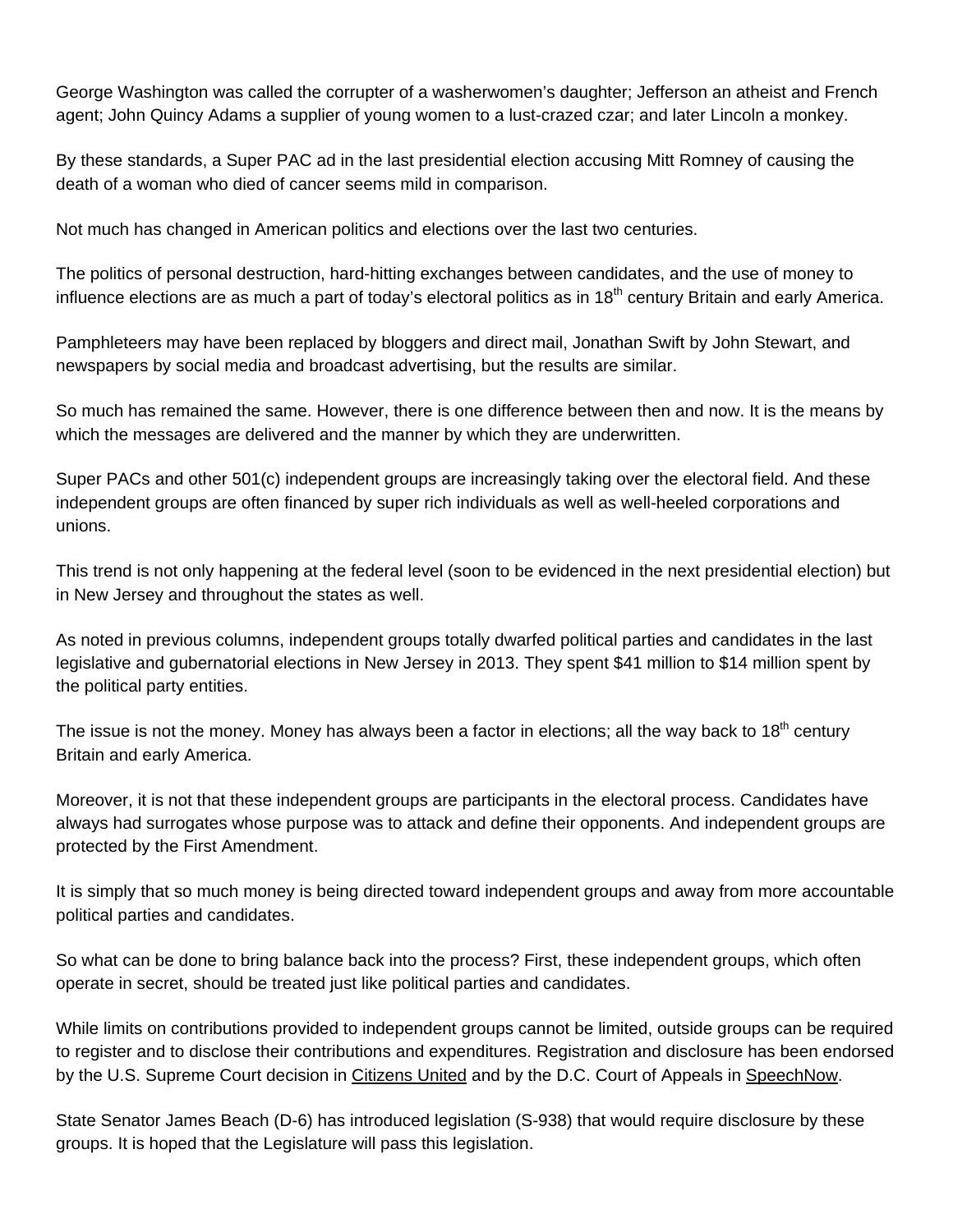George Washington was called the corrupter of a washerwomen's daughter; Jefferson an atheist and French agent; John Quincy Adams a supplier of young women to a lust-crazed czar; and later Lincoln a monkey.

By these standards, a Super PAC ad in the last presidential election accusing Mitt Romney of causing the death of a woman who died of cancer seems mild in comparison.

Not much has changed in American politics and elections over the last two centuries.

The politics of personal destruction, hard-hitting exchanges between candidates, and the use of money to influence elections are as much a part of today's electoral politics as in 18th century Britain and early America.

Pamphleteers may have been replaced by bloggers and direct mail, Jonathan Swift by John Stewart, and newspapers by social media and broadcast advertising, but the results are similar.

So much has remained the same. However, there is one difference between then and now. It is the means by which the messages are delivered and the manner by which they are underwritten.

Super PACs and other 501(c) independent groups are increasingly taking over the electoral field. And these independent groups are often financed by super rich individuals as well as well-heeled corporations and unions.

This trend is not only happening at the federal level (soon to be evidenced in the next presidential election) but in New Jersey and throughout the states as well.

As noted in previous columns, independent groups totally dwarfed political parties and candidates in the last legislative and gubernatorial elections in New Jersey in 2013. They spent $41 million to $14 million spent by the political party entities.

The issue is not the money. Money has always been a factor in elections; all the way back to 18th century Britain and early America.

Moreover, it is not that these independent groups are participants in the electoral process. Candidates have always had surrogates whose purpose was to attack and define their opponents. And independent groups are protected by the First Amendment.

It is simply that so much money is being directed toward independent groups and away from more accountable political parties and candidates.

So what can be done to bring balance back into the process? First, these independent groups, which often operate in secret, should be treated just like political parties and candidates.

While limits on contributions provided to independent groups cannot be limited, outside groups can be required to register and to disclose their contributions and expenditures. Registration and disclosure has been endorsed by the U.S. Supreme Court decision in Citizens United and by the D.C. Court of Appeals in SpeechNow.

State Senator James Beach (D-6) has introduced legislation (S-938) that would require disclosure by these groups. It is hoped that the Legislature will pass this legislation.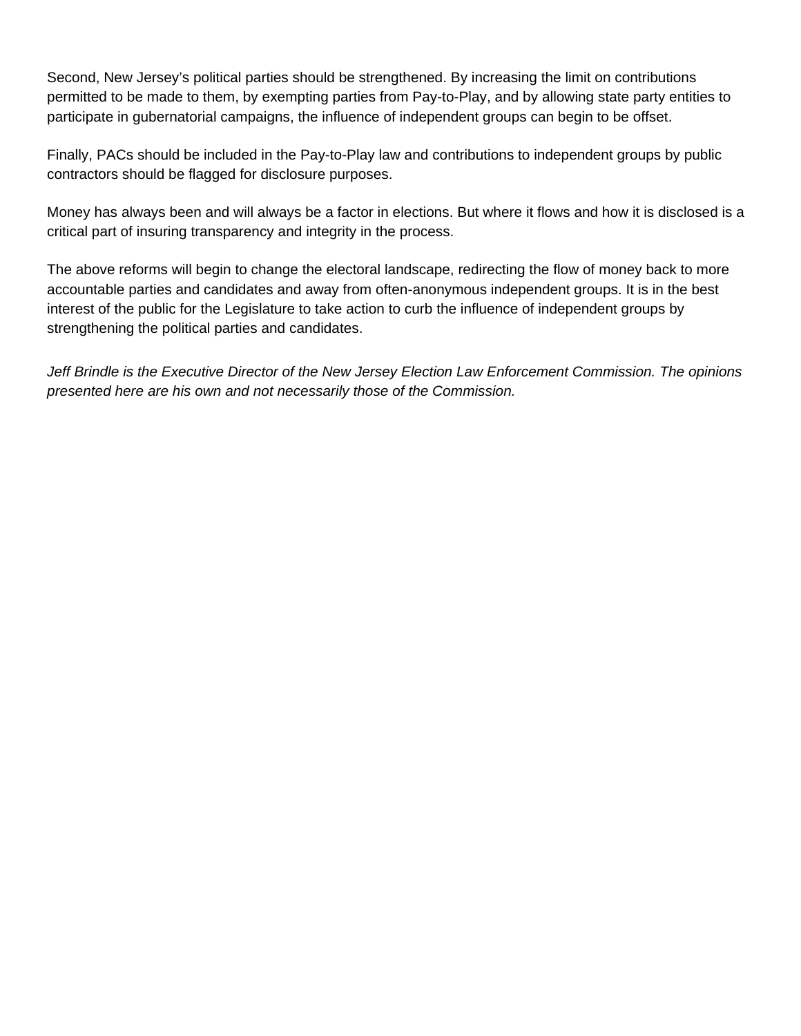Second, New Jersey's political parties should be strengthened. By increasing the limit on contributions permitted to be made to them, by exempting parties from Pay-to-Play, and by allowing state party entities to participate in gubernatorial campaigns, the influence of independent groups can begin to be offset.

Finally, PACs should be included in the Pay-to-Play law and contributions to independent groups by public contractors should be flagged for disclosure purposes.

Money has always been and will always be a factor in elections. But where it flows and how it is disclosed is a critical part of insuring transparency and integrity in the process.

The above reforms will begin to change the electoral landscape, redirecting the flow of money back to more accountable parties and candidates and away from often-anonymous independent groups. It is in the best interest of the public for the Legislature to take action to curb the influence of independent groups by strengthening the political parties and candidates.

*Jeff Brindle is the Executive Director of the New Jersey Election Law Enforcement Commission. The opinions presented here are his own and not necessarily those of the Commission.*